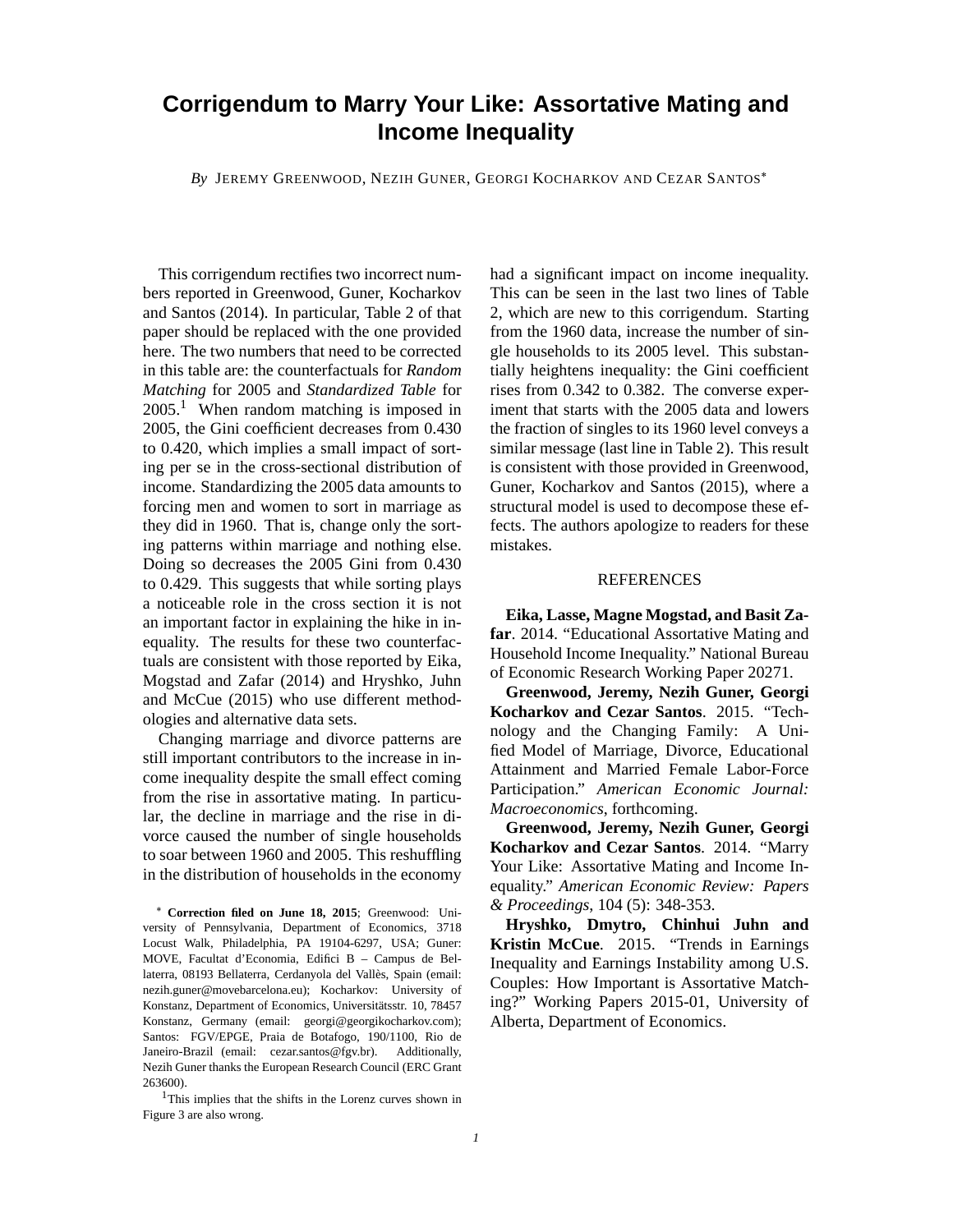# Corrigendum to Marry Your Like: Assortative Mating and Income Inequality

*By* JEREMY GREENWOOD, NEZIH GUNER, GEORGI KOCHARKOV AND CEZAR SANTOS*

This corrigendum rectifies two incorrect numbers reported in Greenwood, Guner, Kocharkov and Santos (2014). In particular, Table 2 of that paper should be replaced with the one provided here. The two numbers that need to be corrected in this table are: the counterfactuals for *Random Matching* for 2005 and *Standardized Table* for 2005.[1] When random matching is imposed in 2005, the Gini coefficient decreases from 0.430 to 0.420, which implies a small impact of sorting per se in the cross-sectional distribution of income. Standardizing the 2005 data amounts to forcing men and women to sort in marriage as they did in 1960. That is, change only the sorting patterns within marriage and nothing else. Doing so decreases the 2005 Gini from 0.430 to 0.429. This suggests that while sorting plays a noticeable role in the cross section it is not an important factor in explaining the hike in inequality. The results for these two counterfactuals are consistent with those reported by Eika, Mogstad and Zafar (2014) and Hryshko, Juhn and McCue (2015) who use different methodologies and alternative data sets.

Changing marriage and divorce patterns are still important contributors to the increase in income inequality despite the small effect coming from the rise in assortative mating. In particular, the decline in marriage and the rise in divorce caused the number of single households to soar between 1960 and 2005. This reshuffling in the distribution of households in the economy had a significant impact on income inequality. This can be seen in the last two lines of Table 2, which are new to this corrigendum. Starting from the 1960 data, increase the number of single households to its 2005 level. This substantially heightens inequality: the Gini coefficient rises from 0.342 to 0.382. The converse experiment that starts with the 2005 data and lowers the fraction of singles to its 1960 level conveys a similar message (last line in Table 2). This result is consistent with those provided in Greenwood, Guner, Kocharkov and Santos (2015), where a structural model is used to decompose these effects. The authors apologize to readers for these mistakes.

* **Correction filed on June 18, 2015**; Greenwood: University of Pennsylvania, Department of Economics, 3718 Locust Walk, Philadelphia, PA 19104-6297, USA; Guner: MOVE, Facultat d'Economia, Edifici B – Campus de Bellaterra, 08193 Bellaterra, Cerdanyola del Vallès, Spain (email: nezih.guner@movebarcelona.eu); Kocharkov: University of Konstanz, Department of Economics, Universitätsstr. 10, 78457 Konstanz, Germany (email: georgi@georgikocharkov.com); Santos: FGV/EPGE, Praia de Botafogo, 190/1100, Rio de Janeiro-Brazil (email: cezar.santos@fgv.br). Additionally, Nezih Guner thanks the European Research Council (ERC Grant 263600).

[1] This implies that the shifts in the Lorenz curves shown in Figure 3 are also wrong.

## REFERENCES

**Eika, Lasse, Magne Mogstad, and Basit Zafar**. 2014. "Educational Assortative Mating and Household Income Inequality." National Bureau of Economic Research Working Paper 20271.

**Greenwood, Jeremy, Nezih Guner, Georgi Kocharkov and Cezar Santos**. 2015. "Technology and the Changing Family: A Unified Model of Marriage, Divorce, Educational Attainment and Married Female Labor-Force Participation." *American Economic Journal: Macroeconomics*, forthcoming.

**Greenwood, Jeremy, Nezih Guner, Georgi Kocharkov and Cezar Santos**. 2014. "Marry Your Like: Assortative Mating and Income Inequality." *American Economic Review: Papers & Proceedings*, 104 (5): 348-353.

**Hryshko, Dmytro, Chinhui Juhn and Kristin McCue**. 2015. "Trends in Earnings Inequality and Earnings Instability among U.S. Couples: How Important is Assortative Matching?" Working Papers 2015-01, University of Alberta, Department of Economics.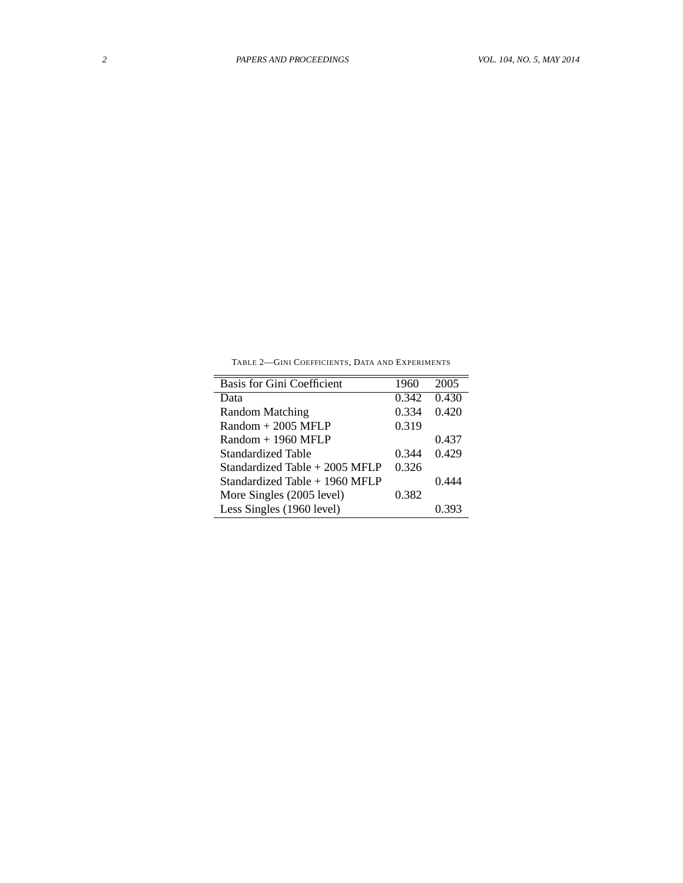TABLE 2—GINI COEFFICIENTS, DATA AND EXPERIMENTS

| Basis for Gini Coefficient | 1960 | 2005 |
|---|---|---|
| Data | 0.342 | 0.430 |
| Random Matching | 0.334 | 0.420 |
| Random + 2005 MFLP | 0.319 | |
| Random + 1960 MFLP | | 0.437 |
| Standardized Table | 0.344 | 0.429 |
| Standardized Table + 2005 MFLP | 0.326 | |
| Standardized Table + 1960 MFLP | | 0.444 |
| More Singles (2005 level) | 0.382 | |
| Less Singles (1960 level) | | 0.393 |